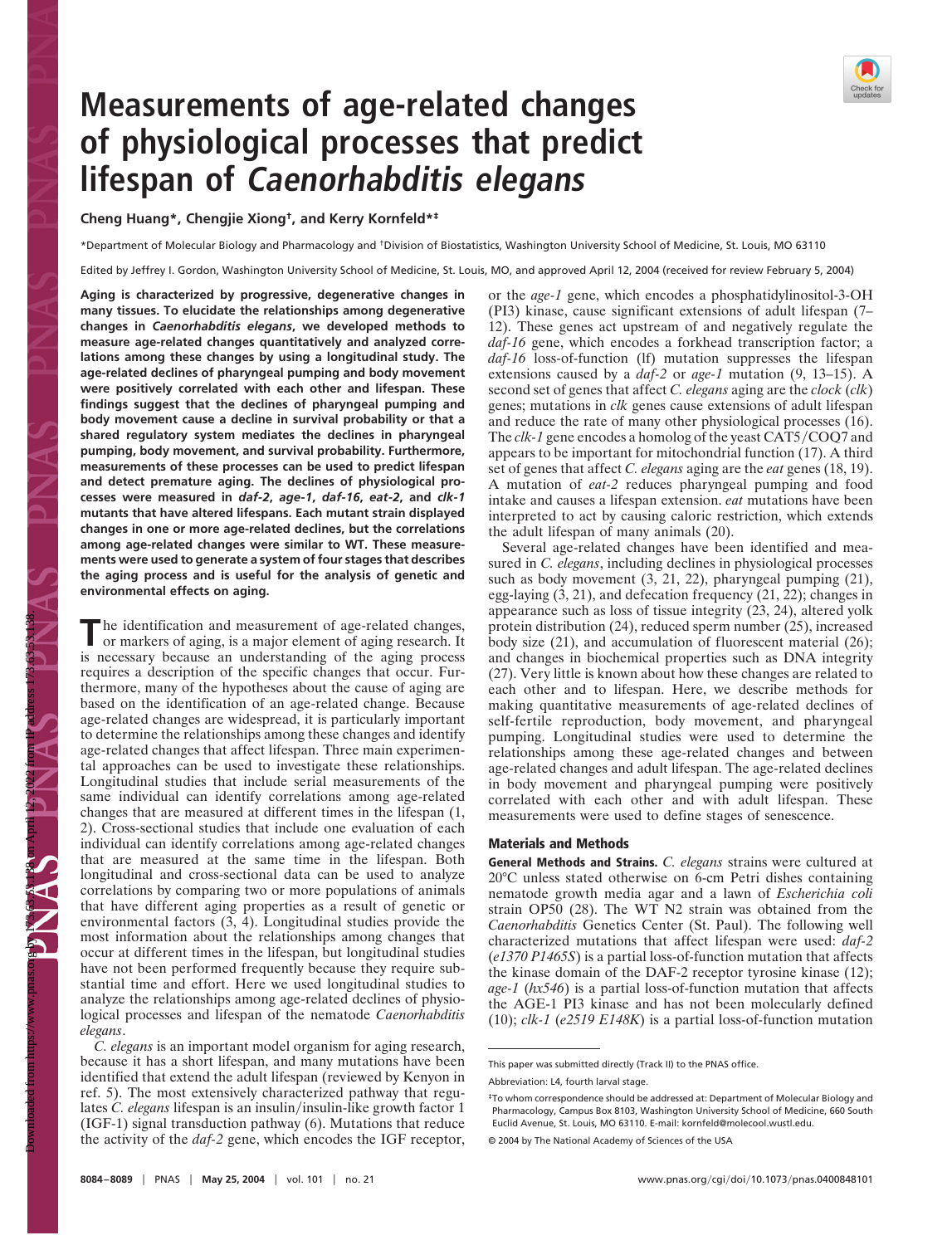# Measurements of age-related changes of physiological processes that predict lifespan of *Caenorhabditis elegans*

**Cheng Huang*, Chengjie Xiong†, and Kerry Kornfeld*‡**

*Department of Molecular Biology and Pharmacology and †Division of Biostatistics, Washington University School of Medicine, St. Louis, MO 63110

Edited by Jeffrey I. Gordon, Washington University School of Medicine, St. Louis, MO, and approved April 12, 2004 (received for review February 5, 2004)

**Aging is characterized by progressive, degenerative changes in many tissues. To elucidate the relationships among degenerative changes in *Caenorhabditis elegans*, we developed methods to measure age-related changes quantitatively and analyzed correlations among these changes by using a longitudinal study. The age-related declines of pharyngeal pumping and body movement were positively correlated with each other and lifespan. These findings suggest that the declines of pharyngeal pumping and body movement cause a decline in survival probability or that a shared regulatory system mediates the declines in pharyngeal pumping, body movement, and survival probability. Furthermore, measurements of these processes can be used to predict lifespan and detect premature aging. The declines of physiological processes were measured in *daf-2*, *age-1*, *daf-16*, *eat-2*, and *clk-1* mutants that have altered lifespans. Each mutant strain displayed changes in one or more age-related declines, but the correlations among age-related changes were similar to WT. These measurements were used to generate a system of four stages that describes the aging process and is useful for the analysis of genetic and environmental effects on aging.**

The identification and measurement of age-related changes, or markers of aging, is a major element of aging research. It is necessary because an understanding of the aging process requires a description of the specific changes that occur. Furthermore, many of the hypotheses about the cause of aging are based on the identification of an age-related change. Because age-related changes are widespread, it is particularly important to determine the relationships among these changes and identify age-related changes that affect lifespan. Three main experimental approaches can be used to investigate these relationships. Longitudinal studies that include serial measurements of the same individual can identify correlations among age-related changes that are measured at different times in the lifespan (1, 2). Cross-sectional studies that include one evaluation of each individual can identify correlations among age-related changes that are measured at the same time in the lifespan. Both longitudinal and cross-sectional data can be used to analyze correlations by comparing two or more populations of animals that have different aging properties as a result of genetic or environmental factors (3, 4). Longitudinal studies provide the most information about the relationships among changes that occur at different times in the lifespan, but longitudinal studies have not been performed frequently because they require substantial time and effort. Here we used longitudinal studies to analyze the relationships among age-related declines of physiological processes and lifespan of the nematode *Caenorhabditis elegans*.

*C. elegans* is an important model organism for aging research, because it has a short lifespan, and many mutations have been identified that extend the adult lifespan (reviewed by Kenyon in ref. 5). The most extensively characterized pathway that regulates *C. elegans* lifespan is an insulin/insulin-like growth factor 1 (IGF-1) signal transduction pathway (6). Mutations that reduce the activity of the *daf-2* gene, which encodes the IGF receptor, or the *age-1* gene, which encodes a phosphatidylinositol-3-OH (PI3) kinase, cause significant extensions of adult lifespan (7–12). These genes act upstream of and negatively regulate the *daf-16* gene, which encodes a forkhead transcription factor; a *daf-16* loss-of-function (lf) mutation suppresses the lifespan extensions caused by a *daf-2* or *age-1* mutation (9, 13–15). A second set of genes that affect *C. elegans* aging are the *clock* (*clk*) genes; mutations in *clk* genes cause extensions of adult lifespan and reduce the rate of many other physiological processes (16). The *clk-1* gene encodes a homolog of the yeast CAT5/COQ7 and appears to be important for mitochondrial function (17). A third set of genes that affect *C. elegans* aging are the *eat* genes (18, 19). A mutation of *eat-2* reduces pharyngeal pumping and food intake and causes a lifespan extension. *eat* mutations have been interpreted to act by causing caloric restriction, which extends the adult lifespan of many animals (20).

Several age-related changes have been identified and measured in *C. elegans*, including declines in physiological processes such as body movement (3, 21, 22), pharyngeal pumping (21), egg-laying (3, 21), and defecation frequency (21, 22); changes in appearance such as loss of tissue integrity (23, 24), altered yolk protein distribution (24), reduced sperm number (25), increased body size (21), and accumulation of fluorescent material (26); and changes in biochemical properties such as DNA integrity (27). Very little is known about how these changes are related to each other and to lifespan. Here, we describe methods for making quantitative measurements of age-related declines of self-fertile reproduction, body movement, and pharyngeal pumping. Longitudinal studies were used to determine the relationships among these age-related changes and between age-related changes and adult lifespan. The age-related declines in body movement and pharyngeal pumping were positively correlated with each other and with adult lifespan. These measurements were used to define stages of senescence.

## Materials and Methods

**General Methods and Strains.** *C. elegans* strains were cultured at 20°C unless stated otherwise on 6-cm Petri dishes containing nematode growth media agar and a lawn of *Escherichia coli* strain OP50 (28). The WT N2 strain was obtained from the *Caenorhabditis* Genetics Center (St. Paul). The following well characterized mutations that affect lifespan were used: *daf-2* (*e1370 P1465S*) is a partial loss-of-function mutation that affects the kinase domain of the DAF-2 receptor tyrosine kinase (12); *age-1* (*hx546*) is a partial loss-of-function mutation that affects the AGE-1 PI3 kinase and has not been molecularly defined (10); *clk-1* (*e2519 E148K*) is a partial loss-of-function mutation

---

This paper was submitted directly (Track II) to the PNAS office.

Abbreviation: L4, fourth larval stage.

‡To whom correspondence should be addressed at: Department of Molecular Biology and Pharmacology, Campus Box 8103, Washington University School of Medicine, 660 South Euclid Avenue, St. Louis, MO 63110. E-mail: kornfeld@molecool.wustl.edu.

© 2004 by The National Academy of Sciences of the USA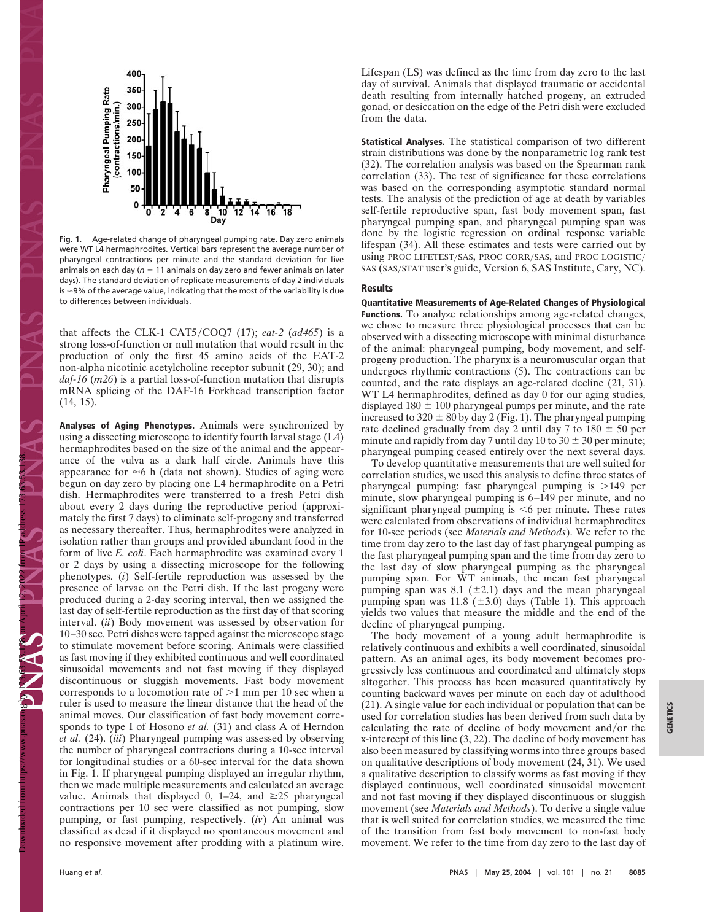**Fig. 1.** Age-related change of pharyngeal pumping rate. Day zero animals were WT L4 hermaphrodites. Vertical bars represent the average number of pharyngeal contractions per minute and the standard deviation for live animals on each day ($n = 11$ animals on day zero and fewer animals on later days). The standard deviation of replicate measurements of day 2 individuals is ≈9% of the average value, indicating that the most of the variability is due to differences between individuals.

that affects the CLK-1 CAT5/COQ7 (17); *eat-2* (*ad465*) is a strong loss-of-function or null mutation that would result in the production of only the first 45 amino acids of the EAT-2 non-alpha nicotinic acetylcholine receptor subunit (29, 30); and *daf-16* (*m26*) is a partial loss-of-function mutation that disrupts mRNA splicing of the DAF-16 Forkhead transcription factor (14, 15).

**Analyses of Aging Phenotypes.** Animals were synchronized by using a dissecting microscope to identify fourth larval stage (L4) hermaphrodites based on the size of the animal and the appearance of the vulva as a dark half circle. Animals have this appearance for ≈6 h (data not shown). Studies of aging were begun on day zero by placing one L4 hermaphrodite on a Petri dish. Hermaphrodites were transferred to a fresh Petri dish about every 2 days during the reproductive period (approximately the first 7 days) to eliminate self-progeny and transferred as necessary thereafter. Thus, hermaphrodites were analyzed in isolation rather than groups and provided abundant food in the form of live *E. coli*. Each hermaphrodite was examined every 1 or 2 days by using a dissecting microscope for the following phenotypes. (*i*) Self-fertile reproduction was assessed by the presence of larvae on the Petri dish. If the last progeny were produced during a 2-day scoring interval, then we assigned the last day of self-fertile reproduction as the first day of that scoring interval. (*ii*) Body movement was assessed by observation for 10–30 sec. Petri dishes were tapped against the microscope stage to stimulate movement before scoring. Animals were classified as fast moving if they exhibited continuous and well coordinated sinusoidal movements and not fast moving if they displayed discontinuous or sluggish movements. Fast body movement corresponds to a locomotion rate of >1 mm per 10 sec when a ruler is used to measure the linear distance that the head of the animal moves. Our classification of fast body movement corresponds to type I of Hosono *et al.* (31) and class A of Herndon *et al.* (24). (*iii*) Pharyngeal pumping was assessed by observing the number of pharyngeal contractions during a 10-sec interval for longitudinal studies or a 60-sec interval for the data shown in Fig. 1. If pharyngeal pumping displayed an irregular rhythm, then we made multiple measurements and calculated an average value. Animals that displayed 0, 1–24, and ≥25 pharyngeal contractions per 10 sec were classified as not pumping, slow pumping, or fast pumping, respectively. (*iv*) An animal was classified as dead if it displayed no spontaneous movement and no responsive movement after prodding with a platinum wire. Lifespan (LS) was defined as the time from day zero to the last day of survival. Animals that displayed traumatic or accidental death resulting from internally hatched progeny, an extruded gonad, or desiccation on the edge of the Petri dish were excluded from the data.

**Statistical Analyses.** The statistical comparison of two different strain distributions was done by the nonparametric log rank test (32). The correlation analysis was based on the Spearman rank correlation (33). The test of significance for these correlations was based on the corresponding asymptotic standard normal tests. The analysis of the prediction of age at death by variables self-fertile reproductive span, fast body movement span, fast pharyngeal pumping span, and pharyngeal pumping span was done by the logistic regression on ordinal response variable lifespan (34). All these estimates and tests were carried out by using PROC LIFETEST/SAS, PROC CORR/SAS, and PROC LOGISTIC/SAS (SAS/STAT user's guide, Version 6, SAS Institute, Cary, NC).

## Results

**Quantitative Measurements of Age-Related Changes of Physiological Functions.** To analyze relationships among age-related changes, we chose to measure three physiological processes that can be observed with a dissecting microscope with minimal disturbance of the animal: pharyngeal pumping, body movement, and self-progeny production. The pharynx is a neuromuscular organ that undergoes rhythmic contractions (5). The contractions can be counted, and the rate displays an age-related decline (21, 31). WT L4 hermaphrodites, defined as day 0 for our aging studies, displayed 180 ± 100 pharyngeal pumps per minute, and the rate increased to 320 ± 80 by day 2 (Fig. 1). The pharyngeal pumping rate declined gradually from day 2 until day 7 to 180 ± 50 per minute and rapidly from day 7 until day 10 to 30 ± 30 per minute; pharyngeal pumping ceased entirely over the next several days.

To develop quantitative measurements that are well suited for correlation studies, we used this analysis to define three states of pharyngeal pumping: fast pharyngeal pumping is >149 per minute, slow pharyngeal pumping is 6–149 per minute, and no significant pharyngeal pumping is <6 per minute. These rates were calculated from observations of individual hermaphrodites for 10-sec periods (see *Materials and Methods*). We refer to the time from day zero to the last day of fast pharyngeal pumping as the fast pharyngeal pumping span and the time from day zero to the last day of slow pharyngeal pumping as the pharyngeal pumping span. For WT animals, the mean fast pharyngeal pumping span was 8.1 (±2.1) days and the mean pharyngeal pumping span was 11.8 (±3.0) days (Table 1). This approach yields two values that measure the middle and the end of the decline of pharyngeal pumping.

The body movement of a young adult hermaphrodite is relatively continuous and exhibits a well coordinated, sinusoidal pattern. As an animal ages, its body movement becomes progressively less continuous and coordinated and ultimately stops altogether. This process has been measured quantitatively by counting backward waves per minute on each day of adulthood (21). A single value for each individual or population that can be used for correlation studies has been derived from such data by calculating the rate of decline of body movement and/or the x-intercept of this line (3, 22). The decline of body movement has also been measured by classifying worms into three groups based on qualitative descriptions of body movement (24, 31). We used a qualitative description to classify worms as fast moving if they displayed continuous, well coordinated sinusoidal movement and not fast moving if they displayed discontinuous or sluggish movement (see *Materials and Methods*). To derive a single value that is well suited for correlation studies, we measured the time of the transition from fast body movement to non-fast body movement. We refer to the time from day zero to the last day of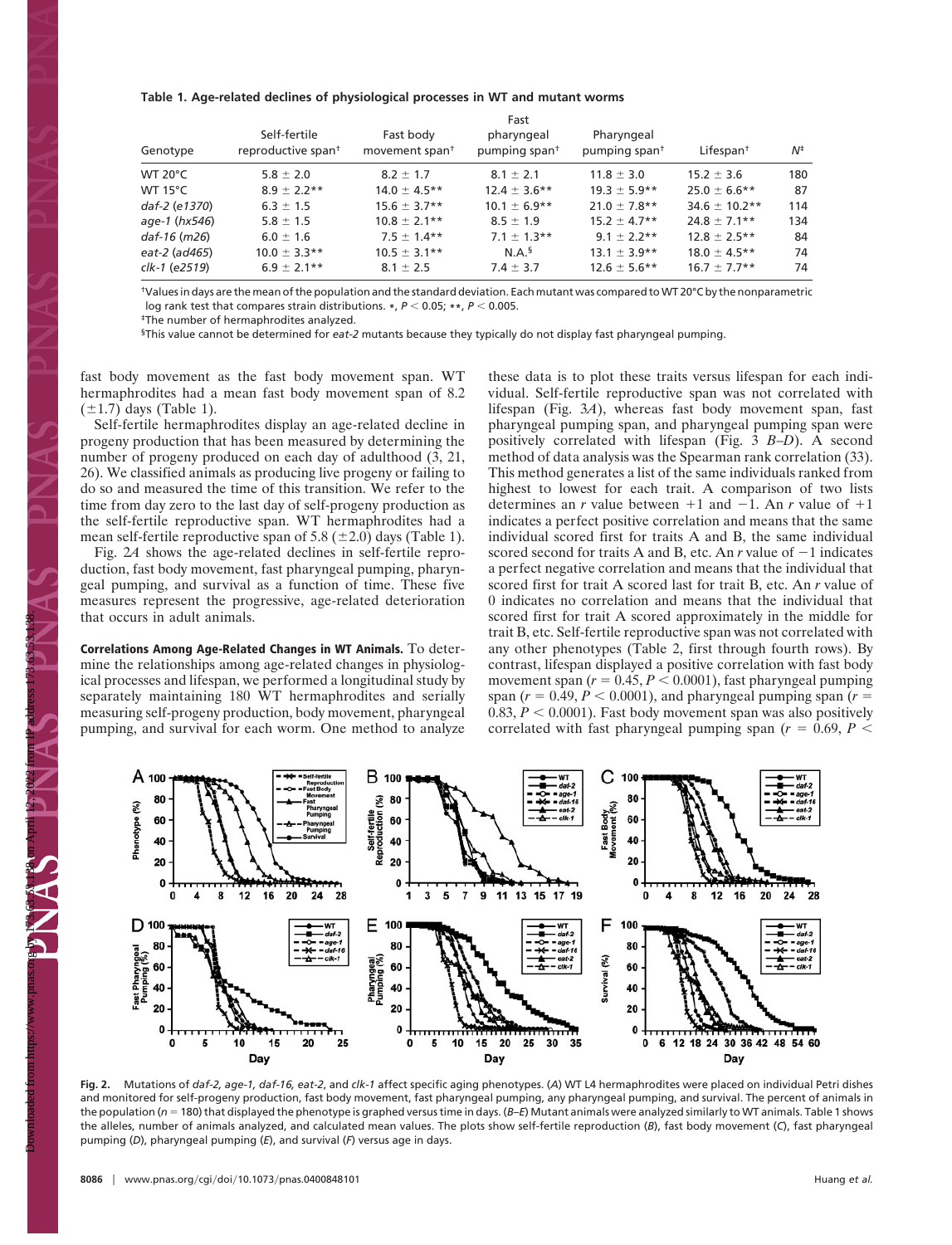**Table 1. Age-related declines of physiological processes in WT and mutant worms**

| Genotype | Self-fertile reproductive span† | Fast body movement span† | Fast pharyngeal pumping span† | Pharyngeal pumping span† | Lifespan† | N‡ |
|---|---|---|---|---|---|---|
| WT 20°C | 5.8 ± 2.0 | 8.2 ± 1.7 | 8.1 ± 2.1 | 11.8 ± 3.0 | 15.2 ± 3.6 | 180 |
| WT 15°C | 8.9 ± 2.2** | 14.0 ± 4.5** | 12.4 ± 3.6** | 19.3 ± 5.9** | 25.0 ± 6.6** | 87 |
| *daf-2* (*e1370*) | 6.3 ± 1.5 | 15.6 ± 3.7** | 10.1 ± 6.9** | 21.0 ± 7.8** | 34.6 ± 10.2** | 114 |
| *age-1* (*hx546*) | 5.8 ± 1.5 | 10.8 ± 2.1** | 8.5 ± 1.9 | 15.2 ± 4.7** | 24.8 ± 7.1** | 134 |
| *daf-16* (*m26*) | 6.0 ± 1.6 | 7.5 ± 1.4** | 7.1 ± 1.3** | 9.1 ± 2.2** | 12.8 ± 2.5** | 84 |
| *eat-2* (*ad465*) | 10.0 ± 3.3** | 10.5 ± 3.1** | N.A.§ | 13.1 ± 3.9** | 18.0 ± 4.5** | 74 |
| *clk-1* (*e2519*) | 6.9 ± 2.1** | 8.1 ± 2.5 | 7.4 ± 3.7 | 12.6 ± 5.6** | 16.7 ± 7.7** | 74 |

†Values in days are the mean of the population and the standard deviation. Each mutant was compared to WT 20°C by the nonparametric log rank test that compares strain distributions. *, $P < 0.05$; **, $P < 0.005$.

‡The number of hermaphrodites analyzed.

§This value cannot be determined for *eat-2* mutants because they typically do not display fast pharyngeal pumping.

fast body movement as the fast body movement span. WT hermaphrodites had a mean fast body movement span of 8.2 (±1.7) days (Table 1).

Self-fertile hermaphrodites display an age-related decline in progeny production that has been measured by determining the number of progeny produced on each day of adulthood (3, 21, 26). We classified animals as producing live progeny or failing to do so and measured the time of this transition. We refer to the time from day zero to the last day of self-progeny production as the self-fertile reproductive span. WT hermaphrodites had a mean self-fertile reproductive span of 5.8 (±2.0) days (Table 1).

Fig. 2*A* shows the age-related declines in self-fertile reproduction, fast body movement, fast pharyngeal pumping, pharyngeal pumping, and survival as a function of time. These five measures represent the progressive, age-related deterioration that occurs in adult animals.

**Correlations Among Age-Related Changes in WT Animals.** To determine the relationships among age-related changes in physiological processes and lifespan, we performed a longitudinal study by separately maintaining 180 WT hermaphrodites and serially measuring self-progeny production, body movement, pharyngeal pumping, and survival for each worm. One method to analyze these data is to plot these traits versus lifespan for each individual. Self-fertile reproductive span was not correlated with lifespan (Fig. 3*A*), whereas fast body movement span, fast pharyngeal pumping span, and pharyngeal pumping span were positively correlated with lifespan (Fig. 3 *B–D*). A second method of data analysis was the Spearman rank correlation (33). This method generates a list of the same individuals ranked from highest to lowest for each trait. A comparison of two lists determines an $r$ value between +1 and −1. An $r$ value of +1 indicates a perfect positive correlation and means that the same individual scored first for traits A and B, the same individual scored second for traits A and B, etc. An $r$ value of −1 indicates a perfect negative correlation and means that the individual that scored first for trait A scored last for trait B, etc. An $r$ value of 0 indicates no correlation and means that the individual that scored first for trait A scored approximately in the middle for trait B, etc. Self-fertile reproductive span was not correlated with any other phenotypes (Table 2, first through fourth rows). By contrast, lifespan displayed a positive correlation with fast body movement span ($r = 0.45$, $P < 0.0001$), fast pharyngeal pumping span ($r = 0.49$, $P < 0.0001$), and pharyngeal pumping span ($r = 0.83$, $P < 0.0001$). Fast body movement span was also positively correlated with fast pharyngeal pumping span ($r = 0.69$, $P <$

**Fig. 2.** Mutations of *daf-2*, *age-1*, *daf-16*, *eat-2*, and *clk-1* affect specific aging phenotypes. (*A*) WT L4 hermaphrodites were placed on individual Petri dishes and monitored for self-progeny production, fast body movement, fast pharyngeal pumping, any pharyngeal pumping, and survival. The percent of animals in the population ($n = 180$) that displayed the phenotype is graphed versus time in days. (*B–E*) Mutant animals were analyzed similarly to WT animals. Table 1 shows the alleles, number of animals analyzed, and calculated mean values. The plots show self-fertile reproduction (*B*), fast body movement (*C*), fast pharyngeal pumping (*D*), pharyngeal pumping (*E*), and survival (*F*) versus age in days.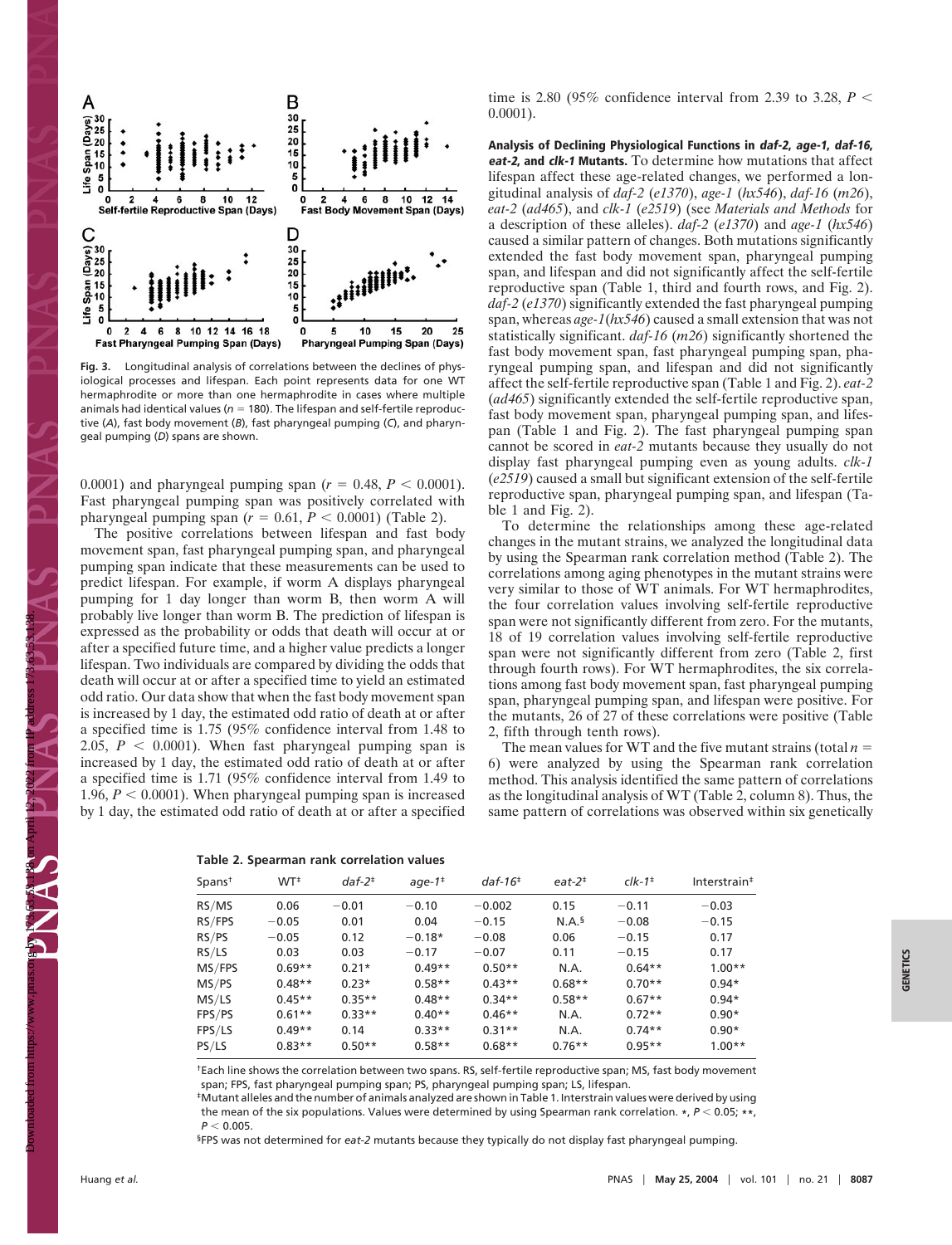Fig. 3. Longitudinal analysis of correlations between the declines of physiological processes and lifespan. Each point represents data for one WT hermaphrodite or more than one hermaphrodite in cases where multiple animals had identical values ($n = 180$). The lifespan and self-fertile reproductive (*A*), fast body movement (*B*), fast pharyngeal pumping (*C*), and pharyngeal pumping (*D*) spans are shown.

0.0001) and pharyngeal pumping span ($r = 0.48$, $P < 0.0001$). Fast pharyngeal pumping span was positively correlated with pharyngeal pumping span ($r = 0.61$, $P < 0.0001$) (Table 2).

The positive correlations between lifespan and fast body movement span, fast pharyngeal pumping span, and pharyngeal pumping span indicate that these measurements can be used to predict lifespan. For example, if worm A displays pharyngeal pumping for 1 day longer than worm B, then worm A will probably live longer than worm B. The prediction of lifespan is expressed as the probability or odds that death will occur at or after a specified future time, and a higher value predicts a longer lifespan. Two individuals are compared by dividing the odds that death will occur at or after a specified time to yield an estimated odd ratio. Our data show that when the fast body movement span is increased by 1 day, the estimated odd ratio of death at or after a specified time is 1.75 (95% confidence interval from 1.48 to 2.05, $P < 0.0001$). When fast pharyngeal pumping span is increased by 1 day, the estimated odd ratio of death at or after a specified time is 1.71 (95% confidence interval from 1.49 to 1.96, $P < 0.0001$). When pharyngeal pumping span is increased by 1 day, the estimated odd ratio of death at or after a specified time is 2.80 (95% confidence interval from 2.39 to 3.28, $P < 0.0001$).

**Analysis of Declining Physiological Functions in *daf-2*, *age-1*, *daf-16*, *eat-2*, and *clk-1* Mutants.** To determine how mutations that affect lifespan affect these age-related changes, we performed a longitudinal analysis of *daf-2* (*e1370*), *age-1* (*hx546*), *daf-16* (*m26*), *eat-2* (*ad465*), and *clk-1* (*e2519*) (see *Materials and Methods* for a description of these alleles). *daf-2* (*e1370*) and *age-1* (*hx546*) caused a similar pattern of changes. Both mutations significantly extended the fast body movement span, pharyngeal pumping span, and lifespan and did not significantly affect the self-fertile reproductive span (Table 1, third and fourth rows, and Fig. 2). *daf-2* (*e1370*) significantly extended the fast pharyngeal pumping span, whereas *age-1*(*hx546*) caused a small extension that was not statistically significant. *daf-16* (*m26*) significantly shortened the fast body movement span, fast pharyngeal pumping span, pharyngeal pumping span, and lifespan and did not significantly affect the self-fertile reproductive span (Table 1 and Fig. 2). *eat-2* (*ad465*) significantly extended the self-fertile reproductive span, fast body movement span, pharyngeal pumping span, and lifespan (Table 1 and Fig. 2). The fast pharyngeal pumping span cannot be scored in *eat-2* mutants because they usually do not display fast pharyngeal pumping even as young adults. *clk-1* (*e2519*) caused a small but significant extension of the self-fertile reproductive span, pharyngeal pumping span, and lifespan (Table 1 and Fig. 2).

To determine the relationships among these age-related changes in the mutant strains, we analyzed the longitudinal data by using the Spearman rank correlation method (Table 2). The correlations among aging phenotypes in the mutant strains were very similar to those of WT animals. For WT hermaphrodites, the four correlation values involving self-fertile reproductive span were not significantly different from zero. For the mutants, 18 of 19 correlation values involving self-fertile reproductive span were not significantly different from zero (Table 2, first through fourth rows). For WT hermaphrodites, the six correlations among fast body movement span, fast pharyngeal pumping span, pharyngeal pumping span, and lifespan were positive. For the mutants, 26 of 27 of these correlations were positive (Table 2, fifth through tenth rows).

The mean values for WT and the five mutant strains (total $n = 6$) were analyzed by using the Spearman rank correlation method. This analysis identified the same pattern of correlations as the longitudinal analysis of WT (Table 2, column 8). Thus, the same pattern of correlations was observed within six genetically

**Table 2. Spearman rank correlation values**

| Spans[†] | WT[‡] | *daf-2*[‡] | *age-1*[‡] | *daf-16*[‡] | *eat-2*[‡] | *clk-1*[‡] | Interstrain[‡] |
|---|---|---|---|---|---|---|---|
| RS/MS | 0.06 | −0.01 | −0.10 | −0.002 | 0.15 | −0.11 | −0.03 |
| RS/FPS | −0.05 | 0.01 | 0.04 | −0.15 | N.A.[§] | −0.08 | −0.15 |
| RS/PS | −0.05 | 0.12 | −0.18* | −0.08 | 0.06 | −0.15 | 0.17 |
| RS/LS | 0.03 | 0.03 | −0.17 | −0.07 | 0.11 | −0.15 | 0.17 |
| MS/FPS | 0.69** | 0.21* | 0.49** | 0.50** | N.A. | 0.64** | 1.00** |
| MS/PS | 0.48** | 0.23* | 0.58** | 0.43** | 0.68** | 0.70** | 0.94* |
| MS/LS | 0.45** | 0.35** | 0.48** | 0.34** | 0.58** | 0.67** | 0.94* |
| FPS/PS | 0.61** | 0.33** | 0.40** | 0.46** | N.A. | 0.72** | 0.90* |
| FPS/LS | 0.49** | 0.14 | 0.33** | 0.31** | N.A. | 0.74** | 0.90* |
| PS/LS | 0.83** | 0.50** | 0.58** | 0.68** | 0.76** | 0.95** | 1.00** |

[†]Each line shows the correlation between two spans. RS, self-fertile reproductive span; MS, fast body movement span; FPS, fast pharyngeal pumping span; PS, pharyngeal pumping span; LS, lifespan.

[‡]Mutant alleles and the number of animals analyzed are shown in Table 1. Interstrain values were derived by using the mean of the six populations. Values were determined by using Spearman rank correlation. *, $P < 0.05$; **, $P < 0.005$.

[§]FPS was not determined for *eat-2* mutants because they typically do not display fast pharyngeal pumping.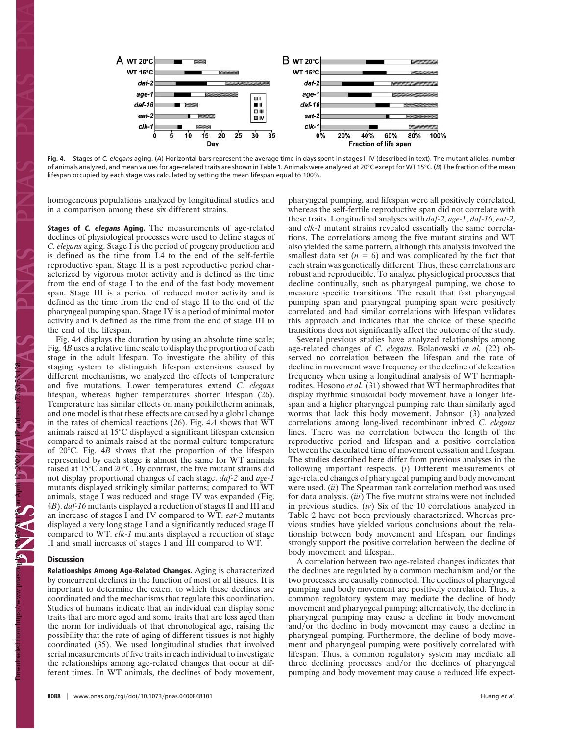Fig. 4. Stages of *C. elegans* aging. (*A*) Horizontal bars represent the average time in days spent in stages I–IV (described in text). The mutant alleles, number of animals analyzed, and mean values for age-related traits are shown in Table 1. Animals were analyzed at 20°C except for WT 15°C. (*B*) The fraction of the mean lifespan occupied by each stage was calculated by setting the mean lifespan equal to 100%.

homogeneous populations analyzed by longitudinal studies and in a comparison among these six different strains.

**Stages of *C. elegans* Aging.** The measurements of age-related declines of physiological processes were used to define stages of *C. elegans* aging. Stage I is the period of progeny production and is defined as the time from L4 to the end of the self-fertile reproductive span. Stage II is a post reproductive period characterized by vigorous motor activity and is defined as the time from the end of stage I to the end of the fast body movement span. Stage III is a period of reduced motor activity and is defined as the time from the end of stage II to the end of the pharyngeal pumping span. Stage IV is a period of minimal motor activity and is defined as the time from the end of stage III to the end of the lifespan.

Fig. 4*A* displays the duration by using an absolute time scale; Fig. 4*B* uses a relative time scale to display the proportion of each stage in the adult lifespan. To investigate the ability of this staging system to distinguish lifespan extensions caused by different mechanisms, we analyzed the effects of temperature and five mutations. Lower temperatures extend *C. elegans* lifespan, whereas higher temperatures shorten lifespan (26). Temperature has similar effects on many poikilotherm animals, and one model is that these effects are caused by a global change in the rates of chemical reactions (26). Fig. 4*A* shows that WT animals raised at 15°C displayed a significant lifespan extension compared to animals raised at the normal culture temperature of 20°C. Fig. 4*B* shows that the proportion of the lifespan represented by each stage is almost the same for WT animals raised at 15°C and 20°C. By contrast, the five mutant strains did not display proportional changes of each stage. *daf-2* and *age-1* mutants displayed strikingly similar patterns; compared to WT animals, stage I was reduced and stage IV was expanded (Fig. 4*B*). *daf-16* mutants displayed a reduction of stages II and III and an increase of stages I and IV compared to WT. *eat-2* mutants displayed a very long stage I and a significantly reduced stage II compared to WT. *clk-1* mutants displayed a reduction of stage II and small increases of stages I and III compared to WT.

## Discussion

**Relationships Among Age-Related Changes.** Aging is characterized by concurrent declines in the function of most or all tissues. It is important to determine the extent to which these declines are coordinated and the mechanisms that regulate this coordination. Studies of humans indicate that an individual can display some traits that are more aged and some traits that are less aged than the norm for individuals of that chronological age, raising the possibility that the rate of aging of different tissues is not highly coordinated (35). We used longitudinal studies that involved serial measurements of five traits in each individual to investigate the relationships among age-related changes that occur at different times. In WT animals, the declines of body movement, pharyngeal pumping, and lifespan were all positively correlated, whereas the self-fertile reproductive span did not correlate with these traits. Longitudinal analyses with *daf-2*, *age-1*, *daf-16*, *eat-2*, and *clk-1* mutant strains revealed essentially the same correlations. The correlations among the five mutant strains and WT also yielded the same pattern, although this analysis involved the smallest data set ($n = 6$) and was complicated by the fact that each strain was genetically different. Thus, these correlations are robust and reproducible. To analyze physiological processes that decline continually, such as pharyngeal pumping, we chose to measure specific transitions. The result that fast pharyngeal pumping span and pharyngeal pumping span were positively correlated and had similar correlations with lifespan validates this approach and indicates that the choice of these specific transitions does not significantly affect the outcome of the study.

Several previous studies have analyzed relationships among age-related changes of *C. elegans*. Bolanowski *et al.* (22) observed no correlation between the lifespan and the rate of decline in movement wave frequency or the decline of defecation frequency when using a longitudinal analysis of WT hermaphrodites. Hosono *et al.* (31) showed that WT hermaphrodites that display rhythmic sinusoidal body movement have a longer lifespan and a higher pharyngeal pumping rate than similarly aged worms that lack this body movement. Johnson (3) analyzed correlations among long-lived recombinant inbred *C. elegans* lines. There was no correlation between the length of the reproductive period and lifespan and a positive correlation between the calculated time of movement cessation and lifespan. The studies described here differ from previous analyses in the following important respects. (*i*) Different measurements of age-related changes of pharyngeal pumping and body movement were used. (*ii*) The Spearman rank correlation method was used for data analysis. (*iii*) The five mutant strains were not included in previous studies. (*iv*) Six of the 10 correlations analyzed in Table 2 have not been previously characterized. Whereas previous studies have yielded various conclusions about the relationship between body movement and lifespan, our findings strongly support the positive correlation between the decline of body movement and lifespan.

A correlation between two age-related changes indicates that the declines are regulated by a common mechanism and/or the two processes are causally connected. The declines of pharyngeal pumping and body movement are positively correlated. Thus, a common regulatory system may mediate the decline of body movement and pharyngeal pumping; alternatively, the decline in pharyngeal pumping may cause a decline in body movement and/or the decline in body movement may cause a decline in pharyngeal pumping. Furthermore, the decline of body movement and pharyngeal pumping were positively correlated with lifespan. Thus, a common regulatory system may mediate all three declining processes and/or the declines of pharyngeal pumping and body movement may cause a reduced life expect-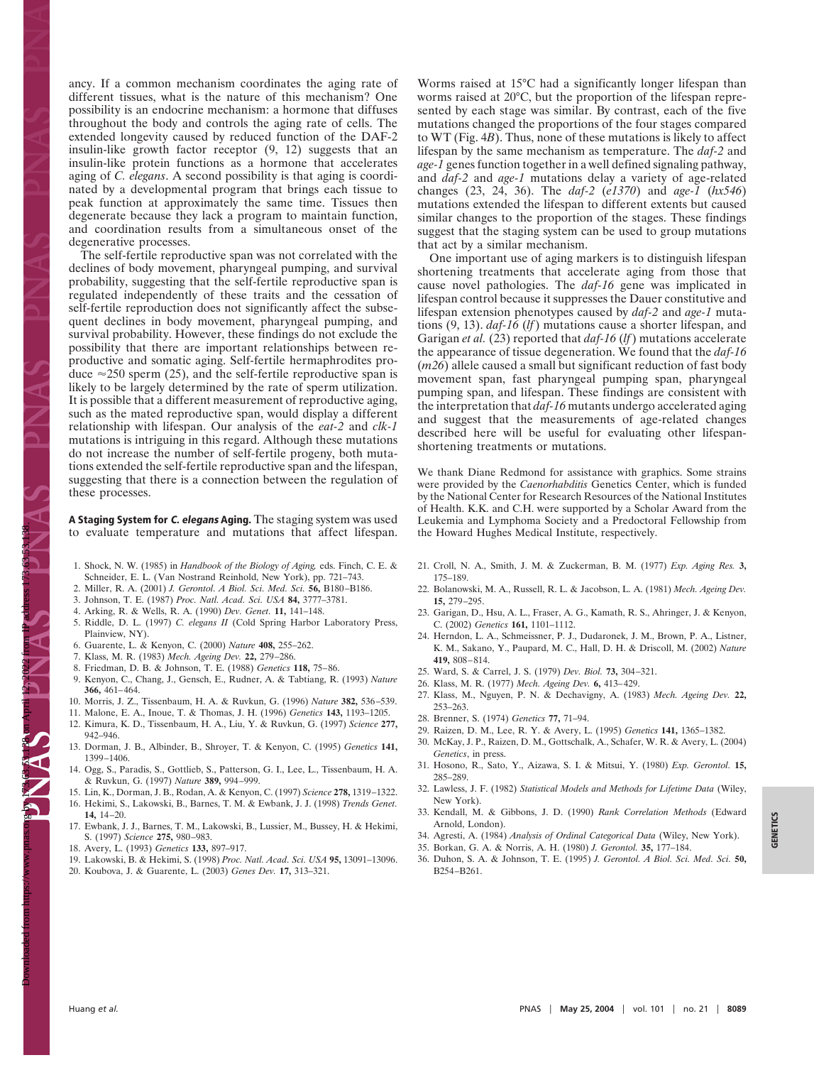ancy. If a common mechanism coordinates the aging rate of different tissues, what is the nature of this mechanism? One possibility is an endocrine mechanism: a hormone that diffuses throughout the body and controls the aging rate of cells. The extended longevity caused by reduced function of the DAF-2 insulin-like growth factor receptor (9, 12) suggests that an insulin-like protein functions as a hormone that accelerates aging of *C. elegans*. A second possibility is that aging is coordinated by a developmental program that brings each tissue to peak function at approximately the same time. Tissues then degenerate because they lack a program to maintain function, and coordination results from a simultaneous onset of the degenerative processes.

The self-fertile reproductive span was not correlated with the declines of body movement, pharyngeal pumping, and survival probability, suggesting that the self-fertile reproductive span is regulated independently of these traits and the cessation of self-fertile reproduction does not significantly affect the subsequent declines in body movement, pharyngeal pumping, and survival probability. However, these findings do not exclude the possibility that there are important relationships between reproductive and somatic aging. Self-fertile hermaphrodites produce ≈250 sperm (25), and the self-fertile reproductive span is likely to be largely determined by the rate of sperm utilization. It is possible that a different measurement of reproductive aging, such as the mated reproductive span, would display a different relationship with lifespan. Our analysis of the *eat-2* and *clk-1* mutations is intriguing in this regard. Although these mutations do not increase the number of self-fertile progeny, both mutations extended the self-fertile reproductive span and the lifespan, suggesting that there is a connection between the regulation of these processes.

**A Staging System for *C. elegans* Aging.** The staging system was used to evaluate temperature and mutations that affect lifespan. Worms raised at 15°C had a significantly longer lifespan than worms raised at 20°C, but the proportion of the lifespan represented by each stage was similar. By contrast, each of the five mutations changed the proportions of the four stages compared to WT (Fig. 4*B*). Thus, none of these mutations is likely to affect lifespan by the same mechanism as temperature. The *daf-2* and *age-1* genes function together in a well defined signaling pathway, and *daf-2* and *age-1* mutations delay a variety of age-related changes (23, 24, 36). The *daf-2* (*e1370*) and *age-1* (*hx546*) mutations extended the lifespan to different extents but caused similar changes to the proportion of the stages. These findings suggest that the staging system can be used to group mutations that act by a similar mechanism.

One important use of aging markers is to distinguish lifespan shortening treatments that accelerate aging from those that cause novel pathologies. The *daf-16* gene was implicated in lifespan control because it suppresses the Dauer constitutive and lifespan extension phenotypes caused by *daf-2* and *age-1* mutations (9, 13). *daf-16* (*lf*) mutations cause a shorter lifespan, and Garigan *et al.* (23) reported that *daf-16* (*lf*) mutations accelerate the appearance of tissue degeneration. We found that the *daf-16* (*m26*) allele caused a small but significant reduction of fast body movement span, fast pharyngeal pumping span, pharyngeal pumping span, and lifespan. These findings are consistent with the interpretation that *daf-16* mutants undergo accelerated aging and suggest that the measurements of age-related changes described here will be useful for evaluating other lifespan-shortening treatments or mutations.

We thank Diane Redmond for assistance with graphics. Some strains were provided by the *Caenorhabditis* Genetics Center, which is funded by the National Center for Research Resources of the National Institutes of Health. K.K. and C.H. were supported by a Scholar Award from the Leukemia and Lymphoma Society and a Predoctoral Fellowship from the Howard Hughes Medical Institute, respectively.

1. Shock, N. W. (1985) in *Handbook of the Biology of Aging,* eds. Finch, C. E. & Schneider, E. L. (Van Nostrand Reinhold, New York), pp. 721–743.
2. Miller, R. A. (2001) *J. Gerontol. A Biol. Sci. Med. Sci.* **56,** B180–B186.
3. Johnson, T. E. (1987) *Proc. Natl. Acad. Sci. USA* **84,** 3777–3781.
4. Arking, R. & Wells, R. A. (1990) *Dev. Genet.* **11,** 141–148.
5. Riddle, D. L. (1997) *C. elegans II* (Cold Spring Harbor Laboratory Press, Plainview, NY).
6. Guarente, L. & Kenyon, C. (2000) *Nature* **408,** 255–262.
7. Klass, M. R. (1983) *Mech. Ageing Dev.* **22,** 279–286.
8. Friedman, D. B. & Johnson, T. E. (1988) *Genetics* **118,** 75–86.
9. Kenyon, C., Chang, J., Gensch, E., Rudner, A. & Tabtiang, R. (1993) *Nature* **366,** 461–464.
10. Morris, J. Z., Tissenbaum, H. A. & Ruvkun, G. (1996) *Nature* **382,** 536–539.
11. Malone, E. A., Inoue, T. & Thomas, J. H. (1996) *Genetics* **143,** 1193–1205.
12. Kimura, K. D., Tissenbaum, H. A., Liu, Y. & Ruvkun, G. (1997) *Science* **277,** 942–946.
13. Dorman, J. B., Albinder, B., Shroyer, T. & Kenyon, C. (1995) *Genetics* **141,** 1399–1406.
14. Ogg, S., Paradis, S., Gottlieb, S., Patterson, G. I., Lee, L., Tissenbaum, H. A. & Ruvkun, G. (1997) *Nature* **389,** 994–999.
15. Lin, K., Dorman, J. B., Rodan, A. & Kenyon, C. (1997) *Science* **278,** 1319–1322.
16. Hekimi, S., Lakowski, B., Barnes, T. M. & Ewbank, J. J. (1998) *Trends Genet.* **14,** 14–20.
17. Ewbank, J. J., Barnes, T. M., Lakowski, B., Lussier, M., Bussey, H. & Hekimi, S. (1997) *Science* **275,** 980–983.
18. Avery, L. (1993) *Genetics* **133,** 897–917.
19. Lakowski, B. & Hekimi, S. (1998) *Proc. Natl. Acad. Sci. USA* **95,** 13091–13096.
20. Koubova, J. & Guarente, L. (2003) *Genes Dev.* **17,** 313–321.
21. Croll, N. A., Smith, J. M. & Zuckerman, B. M. (1977) *Exp. Aging Res.* **3,** 175–189.
22. Bolanowski, M. A., Russell, R. L. & Jacobson, L. A. (1981) *Mech. Ageing Dev.* **15,** 279–295.
23. Garigan, D., Hsu, A. L., Fraser, A. G., Kamath, R. S., Ahringer, J. & Kenyon, C. (2002) *Genetics* **161,** 1101–1112.
24. Herndon, L. A., Schmeissner, P. J., Dudaronek, J. M., Brown, P. A., Listner, K. M., Sakano, Y., Paupard, M. C., Hall, D. H. & Driscoll, M. (2002) *Nature* **419,** 808–814.
25. Ward, S. & Carrel, J. S. (1979) *Dev. Biol.* **73,** 304–321.
26. Klass, M. R. (1977) *Mech. Ageing Dev.* **6,** 413–429.
27. Klass, M., Nguyen, P. N. & Dechavigny, A. (1983) *Mech. Ageing Dev.* **22,** 253–263.
28. Brenner, S. (1974) *Genetics* **77,** 71–94.
29. Raizen, D. M., Lee, R. Y. & Avery, L. (1995) *Genetics* **141,** 1365–1382.
30. McKay, J. P., Raizen, D. M., Gottschalk, A., Schafer, W. R. & Avery, L. (2004) *Genetics*, in press.
31. Hosono, R., Sato, Y., Aizawa, S. I. & Mitsui, Y. (1980) *Exp. Gerontol.* **15,** 285–289.
32. Lawless, J. F. (1982) *Statistical Models and Methods for Lifetime Data* (Wiley, New York).
33. Kendall, M. & Gibbons, J. D. (1990) *Rank Correlation Methods* (Edward Arnold, London).
34. Agresti, A. (1984) *Analysis of Ordinal Categorical Data* (Wiley, New York).
35. Borkan, G. A. & Norris, A. H. (1980) *J. Gerontol.* **35,** 177–184.
36. Duhon, S. A. & Johnson, T. E. (1995) *J. Gerontol. A Biol. Sci. Med. Sci.* **50,** B254–B261.